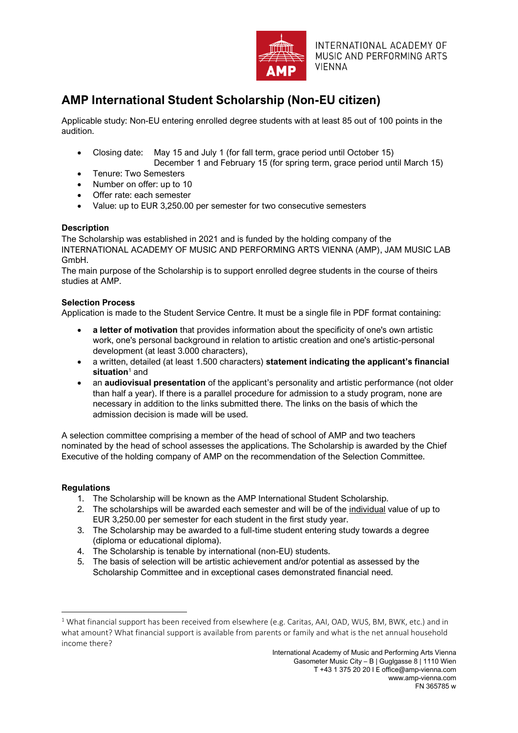INTERNATIONAL ACADEMY OF MUSIC AND PERFORMING ARTS VIENNA

# AMP International Student Scholarship (Non-EU citizen)

Applicable study: Non-EU entering enrolled degree students with at least 85 out of 100 points in the audition.

- Closing date: May 15 and July 1 (for fall term, grace period until October 15)
  December 1 and February 15 (for spring term, grace period until March 15)
- Tenure: Two Semesters
- Number on offer: up to 10
- Offer rate: each semester
- Value: up to EUR 3,250.00 per semester for two consecutive semesters

**Description**

The Scholarship was established in 2021 and is funded by the holding company of the INTERNATIONAL ACADEMY OF MUSIC AND PERFORMING ARTS VIENNA (AMP), JAM MUSIC LAB GmbH.

The main purpose of the Scholarship is to support enrolled degree students in the course of theirs studies at AMP.

**Selection Process**

Application is made to the Student Service Centre. It must be a single file in PDF format containing:

- **a letter of motivation** that provides information about the specificity of one's own artistic work, one's personal background in relation to artistic creation and one's artistic-personal development (at least 3.000 characters),
- a written, detailed (at least 1.500 characters) **statement indicating the applicant's financial situation**[1] and
- an **audiovisual presentation** of the applicant's personality and artistic performance (not older than half a year). If there is a parallel procedure for admission to a study program, none are necessary in addition to the links submitted there. The links on the basis of which the admission decision is made will be used.

A selection committee comprising a member of the head of school of AMP and two teachers nominated by the head of school assesses the applications. The Scholarship is awarded by the Chief Executive of the holding company of AMP on the recommendation of the Selection Committee.

**Regulations**

1. The Scholarship will be known as the AMP International Student Scholarship.
2. The scholarships will be awarded each semester and will be of the individual value of up to EUR 3,250.00 per semester for each student in the first study year.
3. The Scholarship may be awarded to a full-time student entering study towards a degree (diploma or educational diploma).
4. The Scholarship is tenable by international (non-EU) students.
5. The basis of selection will be artistic achievement and/or potential as assessed by the Scholarship Committee and in exceptional cases demonstrated financial need.

[1] What financial support has been received from elsewhere (e.g. Caritas, AAI, OAD, WUS, BM, BWK, etc.) and in what amount? What financial support is available from parents or family and what is the net annual household income there?

International Academy of Music and Performing Arts Vienna
Gasometer Music City – B | Guglgasse 8 | 1110 Wien
T +43 1 375 20 20 I E office@amp-vienna.com
www.amp-vienna.com
FN 365785 w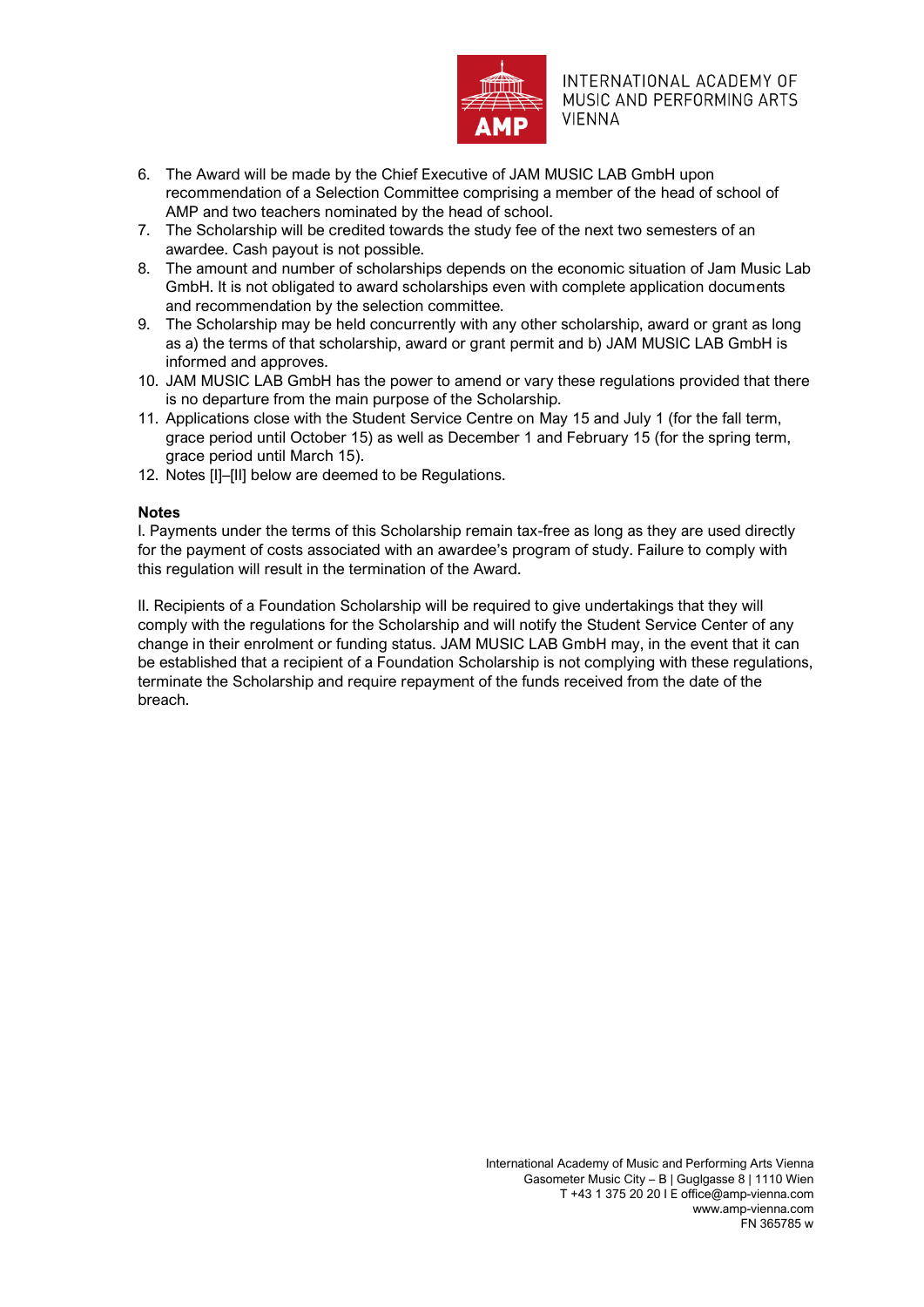6. The Award will be made by the Chief Executive of JAM MUSIC LAB GmbH upon recommendation of a Selection Committee comprising a member of the head of school of AMP and two teachers nominated by the head of school.
7. The Scholarship will be credited towards the study fee of the next two semesters of an awardee. Cash payout is not possible.
8. The amount and number of scholarships depends on the economic situation of Jam Music Lab GmbH. It is not obligated to award scholarships even with complete application documents and recommendation by the selection committee.
9. The Scholarship may be held concurrently with any other scholarship, award or grant as long as a) the terms of that scholarship, award or grant permit and b) JAM MUSIC LAB GmbH is informed and approves.
10. JAM MUSIC LAB GmbH has the power to amend or vary these regulations provided that there is no departure from the main purpose of the Scholarship.
11. Applications close with the Student Service Centre on May 15 and July 1 (for the fall term, grace period until October 15) as well as December 1 and February 15 (for the spring term, grace period until March 15).
12. Notes [I]–[II] below are deemed to be Regulations.

**Notes**

I. Payments under the terms of this Scholarship remain tax-free as long as they are used directly for the payment of costs associated with an awardee's program of study. Failure to comply with this regulation will result in the termination of the Award.

II. Recipients of a Foundation Scholarship will be required to give undertakings that they will comply with the regulations for the Scholarship and will notify the Student Service Center of any change in their enrolment or funding status. JAM MUSIC LAB GmbH may, in the event that it can be established that a recipient of a Foundation Scholarship is not complying with these regulations, terminate the Scholarship and require repayment of the funds received from the date of the breach.